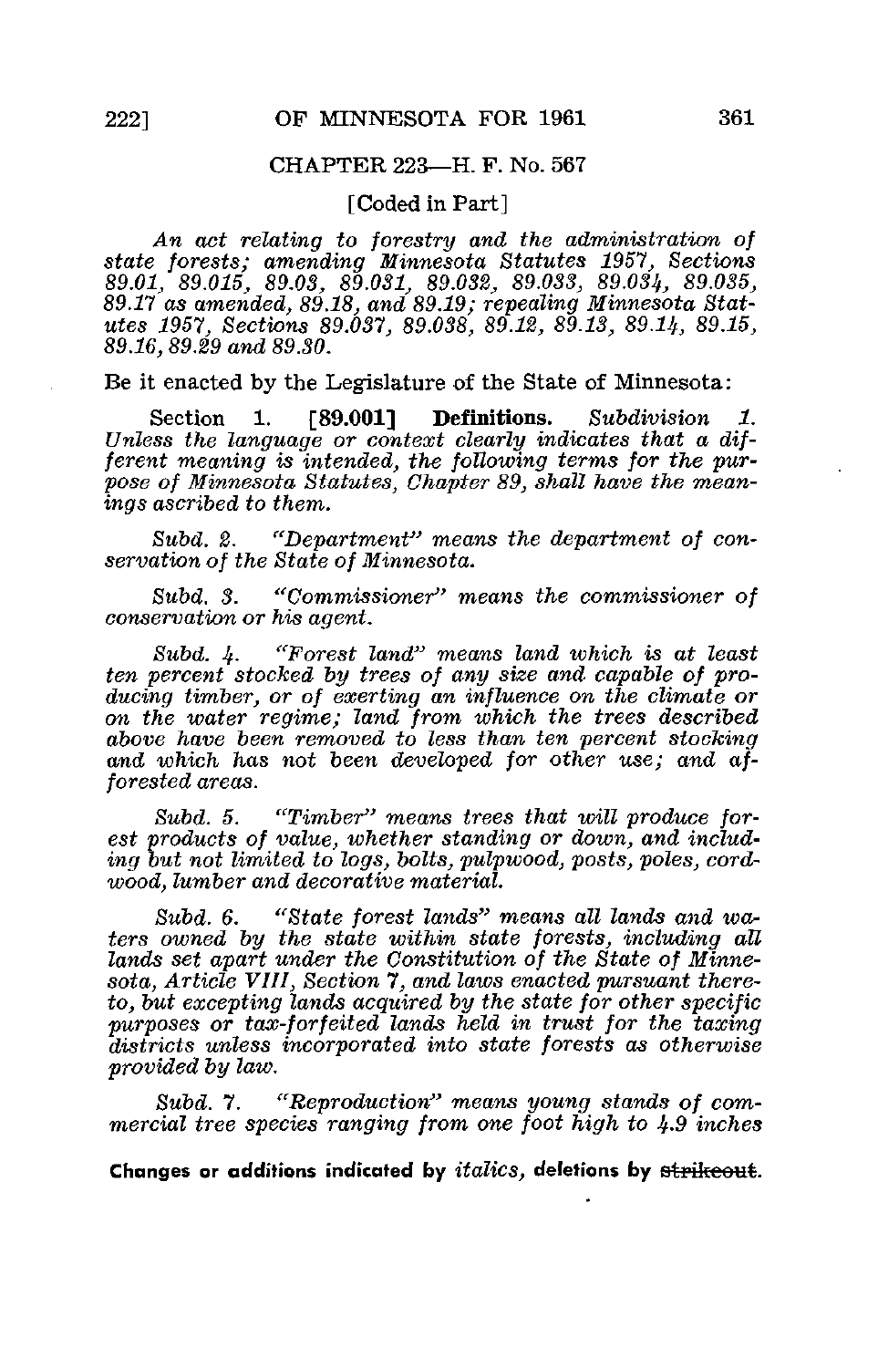## CHAPTER 223—H. F. No. 567

[Coded in Part]

*An act relating to forestry and the administration of state forests; amending Minnesota Statutes 1957, Sections 89.01, 89.015, 89.03, 89.031, 89.032, 89.033, 89.034, 89.035, 89.17 as amended, 89.18, and 89.19; repealing Minnesota Statutes 1957, Sections 89.037, 89.038, 89.12, 89.13, 89.14, 89.15, 89.16, 89.29 and 89.30.*

Be it enacted by the Legislature of the State of Minnesota:

Section 1. **[89.001] Definitions.** *Subdivision 1. Unless the language or context clearly indicates that a different meaning is intended, the following terms for the purpose of Minnesota Statutes, Chapter 89, shall have the meanings ascribed to them.*

*Subd. 2. "Department" means the department of conservation of the State of Minnesota.*

*Subd. 3. "Commissioner" means the commissioner of conservation or his agent.*

*Subd. 4. "Forest land" means land which is at least ten percent stocked by trees of any size and capable of producing timber, or of exerting an influence on the climate or on the water regime; land from which the trees described above have been removed to less than ten percent stocking and which has not been developed for other use; and afforested areas.*

*Subd. 5. "Timber" means trees that will produce forest products of value, whether standing or down, and including but not limited to logs, bolts, pulpwood, posts, poles, cordwood, lumber and decorative material.*

*Subd. 6. "State forest lands" means all lands and waters owned by the state within state forests, including all lands set apart under the Constitution of the State of Minnesota, Article VIII, Section 7, and laws enacted pursuant thereto, but excepting lands acquired by the state for other specific purposes or tax-forfeited lands held in trust for the taxing districts unless incorporated into state forests as otherwise provided by law.*

*Subd. 7. "Reproduction" means young stands of commercial tree species ranging from one foot high to 4.9 inches*

**Changes or additions indicated by *italics*, deletions by ~~strikeout~~.**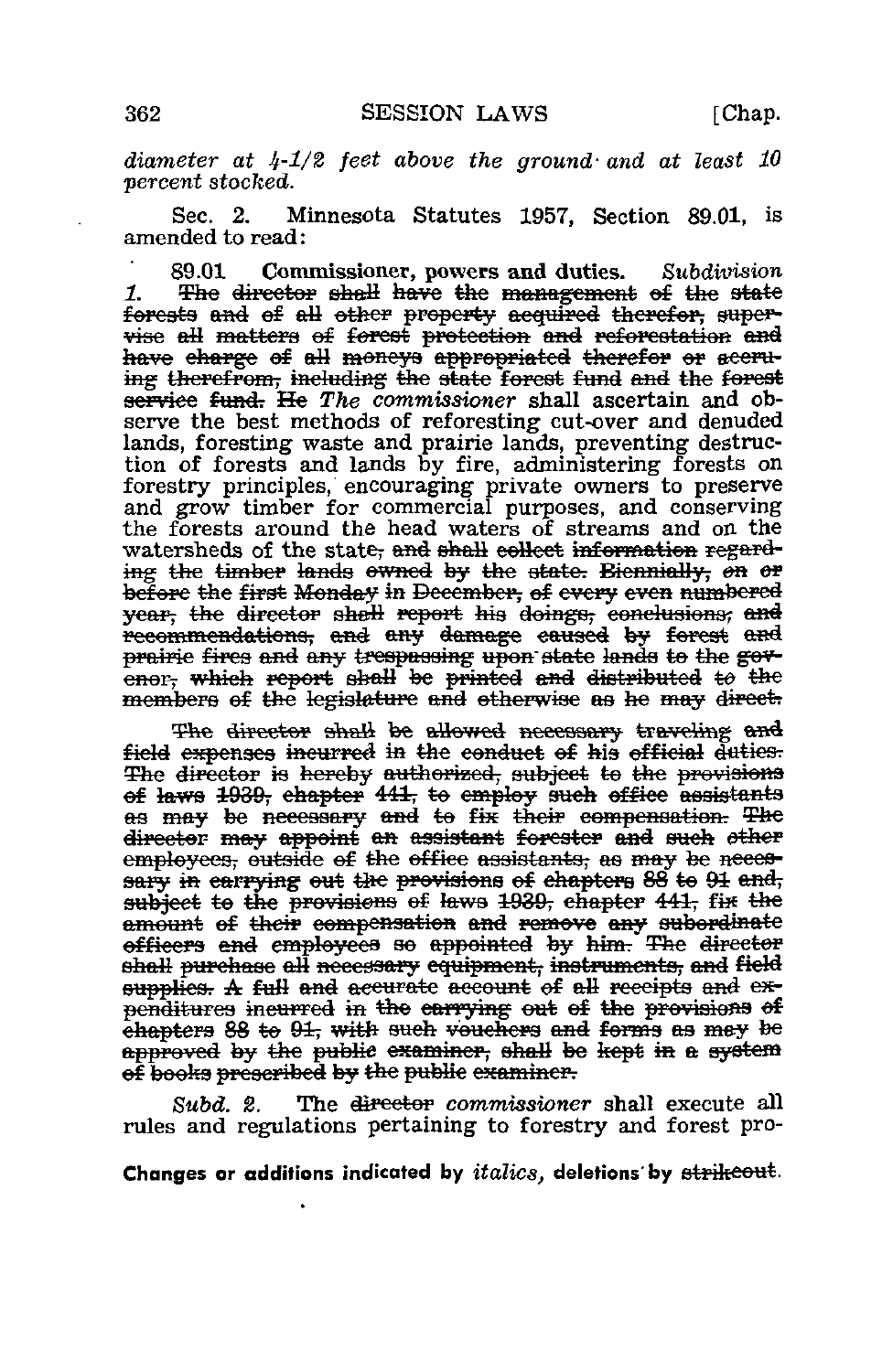*diameter at 4-1/2 feet above the ground and at least 10 percent stocked.*

Sec. 2. Minnesota Statutes 1957, Section 89.01, is amended to read:

89.01 **Commissioner, powers and duties.** *Subdivision 1.* ~~The director shall have the management of the state forests and of all other property acquired therefor, supervise all matters of forest protection and reforestation and have charge of all moneys appropriated therefor or accruing therefrom, including the state forest fund and the forest service fund. He~~ *The commissioner* shall ascertain and observe the best methods of reforesting cut-over and denuded lands, foresting waste and prairie lands, preventing destruction of forests and lands by fire, administering forests on forestry principles, encouraging private owners to preserve and grow timber for commercial purposes, and conserving the forests around the head waters of streams and on the watersheds of the state~~, and shall collect information regarding the timber lands owned by the state. Biennially, on or before the first Monday in December, of every even numbered year, the director shall report his doings, conclusions, and recommendations, and any damage caused by forest and prairie fires and any trespassing upon state lands to the governor, which report shall be printed and distributed to the members of the legislature and otherwise as he may direct.~~

~~The director shall be allowed necessary traveling and field expenses incurred in the conduct of his official duties. The director is hereby authorized, subject to the provisions of laws 1939, chapter 441, to employ such office assistants as may be necessary and to fix their compensation. The director may appoint an assistant forester and such other employees, outside of the office assistants, as may be necessary in carrying out the provisions of chapters 88 to 91 and, subject to the provisions of laws 1939, chapter 441, fix the amount of their compensation and remove any subordinate officers and employees so appointed by him. The director shall purchase all necessary equipment, instruments, and field supplies. A full and accurate account of all receipts and expenditures incurred in the carrying out of the provisions of chapters 88 to 91, with such vouchers and forms as may be approved by the public examiner, shall be kept in a system of books prescribed by the public examiner.~~

*Subd. 2.* The ~~director~~ *commissioner* shall execute all rules and regulations pertaining to forestry and forest pro-

**Changes or additions indicated by** *italics*, **deletions by** ~~strikeout~~.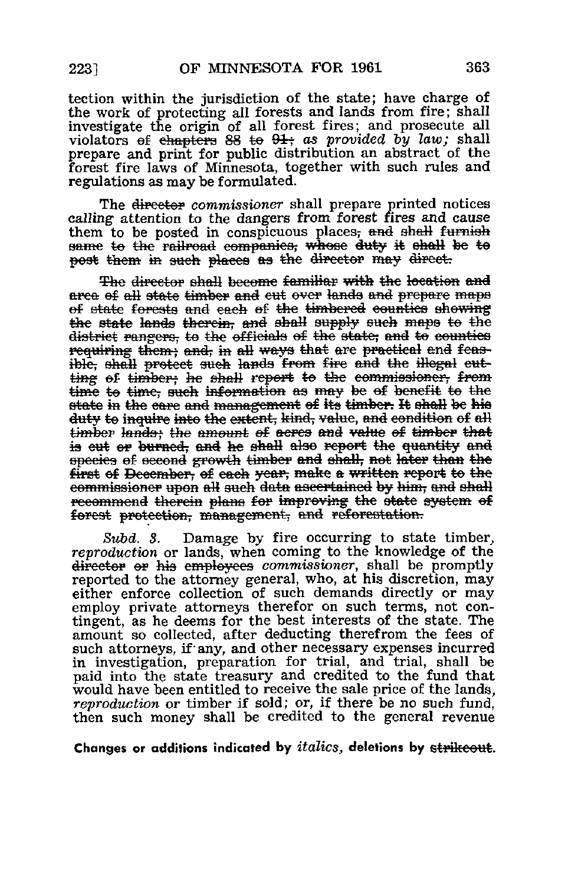tection within the jurisdiction of the state; have charge of the work of protecting all forests and lands from fire; shall investigate the origin of all forest fires; and prosecute all violators ~~of chapters 88 to 91;~~ *as provided by law;* shall prepare and print for public distribution an abstract of the forest fire laws of Minnesota, together with such rules and regulations as may be formulated.

The ~~director~~ *commissioner* shall prepare printed notices calling attention to the dangers from forest fires and cause them to be posted in conspicuous places~~, and shall furnish same to the railroad companies, whose duty it shall be to post them in such places as the director may direct.~~

~~The director shall become familiar with the location and area of all state timber and cut over lands and prepare maps of state forests and each of the timbered counties showing the state lands therein, and shall supply such maps to the district rangers, to the officials of the state, and to counties requiring them; and, in all ways that are practical and feasible, shall protect such lands from fire and the illegal cutting of timber; he shall report to the commissioner, from time to time, such information as may be of benefit to the state in the care and management of its timber. It shall be his duty to inquire into the extent, kind, value, and condition of all timber lands; the amount of acres and value of timber that is cut or burned, and he shall also report the quantity and species of second growth timber and shall, not later than the first of December, of each year, make a written report to the commissioner upon all such data ascertained by him, and shall recommend therein plans for improving the state system of forest protection, management, and reforestation.~~

*Subd. 3.* Damage by fire occurring to state timber, *reproduction* or lands, when coming to the knowledge of the ~~director or his employees~~ *commissioner*, shall be promptly reported to the attorney general, who, at his discretion, may either enforce collection of such demands directly or may employ private attorneys therefor on such terms, not contingent, as he deems for the best interests of the state. The amount so collected, after deducting therefrom the fees of such attorneys, if any, and other necessary expenses incurred in investigation, preparation for trial, and trial, shall be paid into the state treasury and credited to the fund that would have been entitled to receive the sale price of the lands, *reproduction* or timber if sold; or, if there be no such fund, then such money shall be credited to the general revenue

**Changes or additions indicated by *italics*, deletions by ~~strikeout~~.**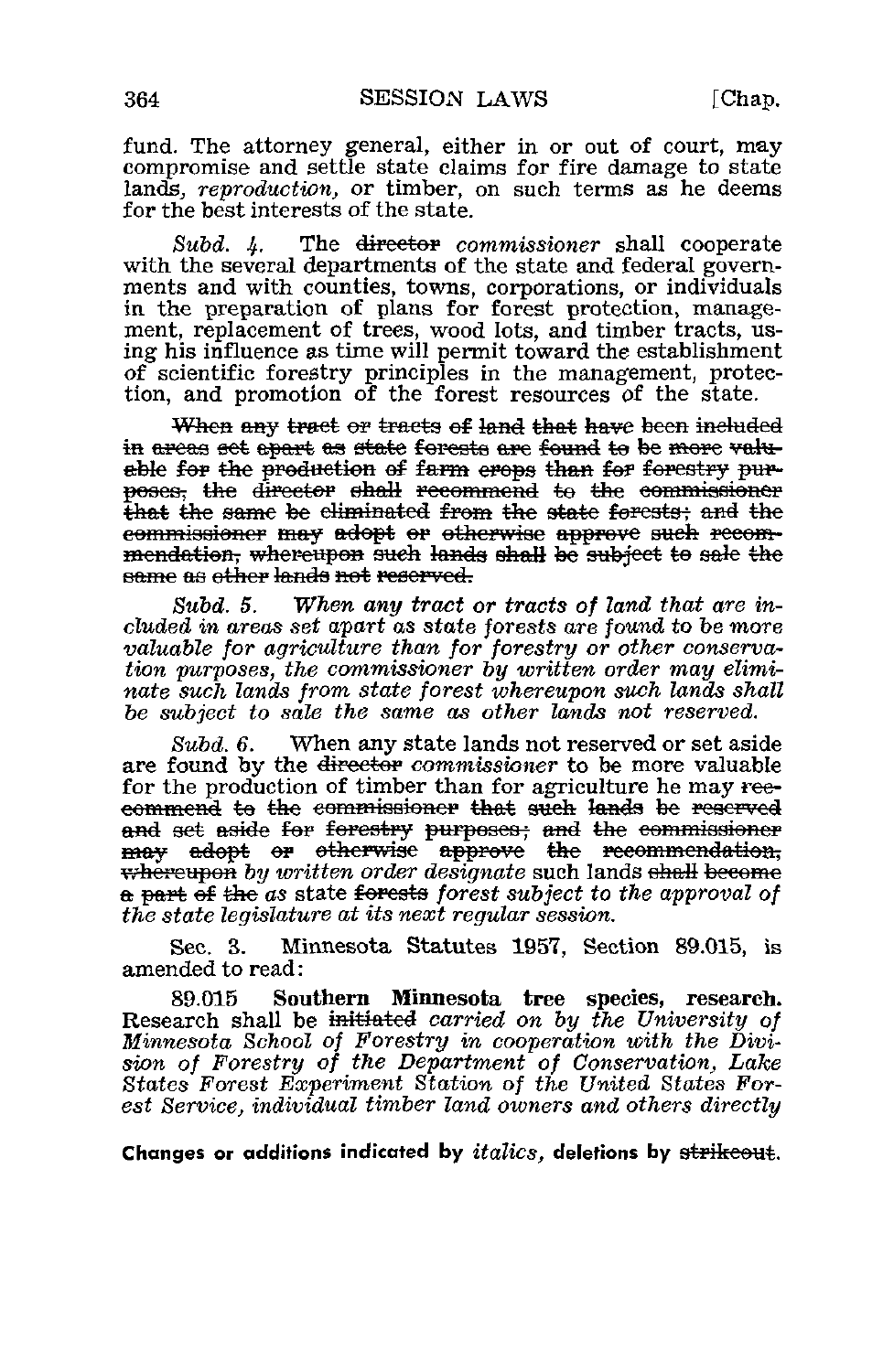fund. The attorney general, either in or out of court, may compromise and settle state claims for fire damage to state lands, *reproduction,* or timber, on such terms as he deems for the best interests of the state.

*Subd. 4.* The ~~director~~ *commissioner* shall cooperate with the several departments of the state and federal governments and with counties, towns, corporations, or individuals in the preparation of plans for forest protection, management, replacement of trees, wood lots, and timber tracts, using his influence as time will permit toward the establishment of scientific forestry principles in the management, protection, and promotion of the forest resources of the state.

~~When any tract or tracts of land that have been included in areas set apart as state forests are found to be more valuable for the production of farm crops than for forestry purposes, the director shall recommend to the commissioner that the same be eliminated from the state forests; and the commissioner may adopt or otherwise approve such recommendation, whereupon such lands shall be subject to sale the same as other lands not reserved.~~

*Subd. 5. When any tract or tracts of land that are included in areas set apart as state forests are found to be more valuable for agriculture than for forestry or other conservation purposes, the commissioner by written order may eliminate such lands from state forest whereupon such lands shall be subject to sale the same as other lands not reserved.*

*Subd. 6.* When any state lands not reserved or set aside are found by the ~~director~~ *commissioner* to be more valuable for the production of timber than for agriculture he may ~~recommend to the commissioner that such lands be reserved and~~ set ~~aside for forestry purposes; and the commissioner may adopt or otherwise approve the recommendation, whereupon~~ *by written order designate* such lands ~~shall become a part of the~~ *as* state ~~forests~~ *forest subject to the approval of the state legislature at its next regular session.*

Sec. 3. Minnesota Statutes 1957, Section 89.015, is amended to read:

89.015 **Southern Minnesota tree species, research.** Research shall be ~~initiated~~ *carried on by the University of Minnesota School of Forestry in cooperation with the Division of Forestry of the Department of Conservation, Lake States Forest Experiment Station of the United States Forest Service, individual timber land owners and others directly*

**Changes or additions indicated by *italics*, deletions by ~~strikeout~~.**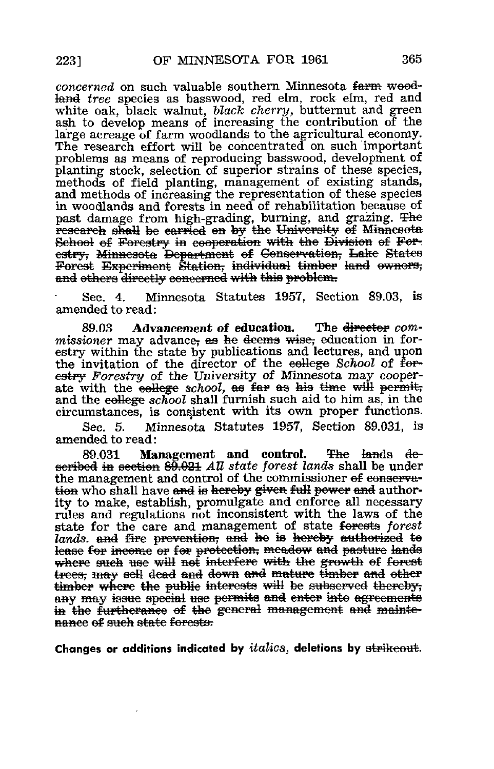*concerned* on such valuable southern Minnesota ~~farm woodland~~ *tree* species as basswood, red elm, rock elm, red and white oak, black walnut, *black cherry,* butternut and green ash to develop means of increasing the contribution of the large acreage of farm woodlands to the agricultural economy. The research effort will be concentrated on such important problems as means of reproducing basswood, development of planting stock, selection of superior strains of these species, methods of field planting, management of existing stands, and methods of increasing the representation of these species in woodlands and forests in need of rehabilitation because of past damage from high-grading, burning, and grazing. ~~The research shall be carried on by the University of Minnesota School of Forestry in cooperation with the Division of Forestry, Minnesota Department of Conservation, Lake States Forest Experiment Station, individual timber land owners, and others directly concerned with this problem.~~

Sec. 4. Minnesota Statutes 1957, Section 89.03, is amended to read:

89.03 **Advancement of education.** The ~~director~~ *commissioner* may advance~~, as he deems wise,~~ education in forestry within the state by publications and lectures, and upon the invitation of the director of the ~~college~~ *School* of ~~forestry~~ *Forestry* of the University of Minnesota may cooperate with the ~~college~~ *school*, ~~as far as his time will permit,~~ and the ~~college~~ *school* shall furnish such aid to him as, in the circumstances, is consistent with its own proper functions.

Sec. 5. Minnesota Statutes 1957, Section 89.031, is amended to read:

89.031 **Management and control.** ~~The lands described in section 89.021~~ *All state forest lands* shall be under the management and control of the commissioner ~~of conservation~~ who shall have ~~and is hereby given full power and~~ authority to make, establish, promulgate and enforce all necessary rules and regulations not inconsistent with the laws of the state for the care and management of state ~~forests~~ *forest lands.* ~~and fire prevention, and he is hereby authorized to lease for income or for protection, meadow and pasture lands where such use will not interfere with the growth of forest trees, may sell dead and down and mature timber and other timber where the public interests will be subserved thereby, any may issue special use permits and enter into agreements in the furtherance of the general management and maintenance of such state forests.~~

**Changes or additions indicated by** *italics*, **deletions by** ~~strikeout~~.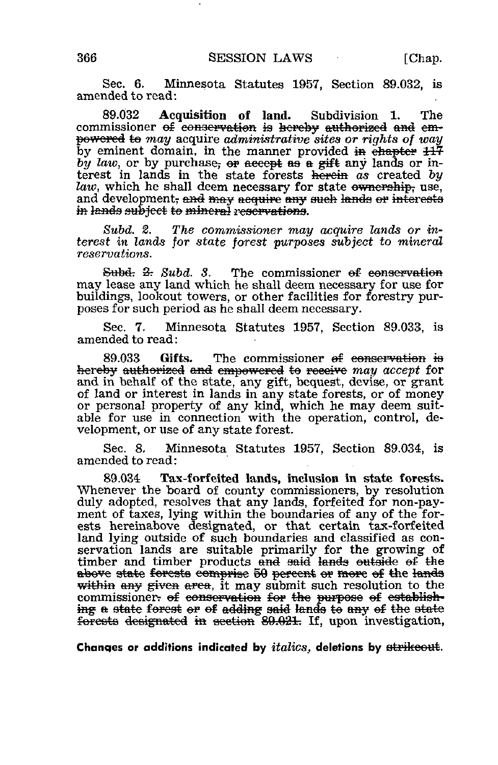Sec. 6. Minnesota Statutes 1957, Section 89.032, is amended to read:

89.032 **Acquisition of land.** Subdivision 1. The commissioner ~~of conservation is hereby authorized and empowered to~~ *may* acquire *administrative sites or rights of way* by eminent domain, in the manner provided ~~in chapter 117~~ *by law*, or by purchase~~, or accept as a gift~~ any lands or interest in lands in the state forests ~~herein~~ *as* created *by law*, which he shall deem necessary for state ~~ownership,~~ use, and development~~, and may acquire any such lands or interests in lands subject to mineral reservations~~.

*Subd. 2. The commissioner may acquire lands or interest in lands for state forest purposes subject to mineral reservations.*

~~Subd. 2.~~ *Subd. 3.* The commissioner ~~of conservation~~ may lease any land which he shall deem necessary for use for buildings, lookout towers, or other facilities for forestry purposes for such period as he shall deem necessary.

Sec. 7. Minnesota Statutes 1957, Section 89.033, is amended to read:

89.033 **Gifts.** The commissioner ~~of conservation is hereby authorized and empowered to receive~~ *may accept* for and in behalf of the state, any gift, bequest, devise, or grant of land or interest in lands in any state forests, or of money or personal property of any kind, which he may deem suitable for use in connection with the operation, control, development, or use of any state forest.

Sec. 8. Minnesota Statutes 1957, Section 89.034, is amended to read:

89.034 **Tax-forfeited lands, inclusion in state forests.** Whenever the board of county commissioners, by resolution duly adopted, resolves that any lands, forfeited for non-payment of taxes, lying within the boundaries of any of the forests hereinabove designated, or that certain tax-forfeited land lying outside of such boundaries and classified as conservation lands are suitable primarily for the growing of timber and timber products ~~and said lands outside of the above state forests comprise 50 percent or more of the lands within any given area~~, it may submit such resolution to the commissioner~~. of conservation for the purpose of establishing a state forest or of adding said lands to any of the state forests designated in section 89.021.~~ If, upon investigation,

**Changes or additions indicated by** *italics*, **deletions by** ~~strikeout~~.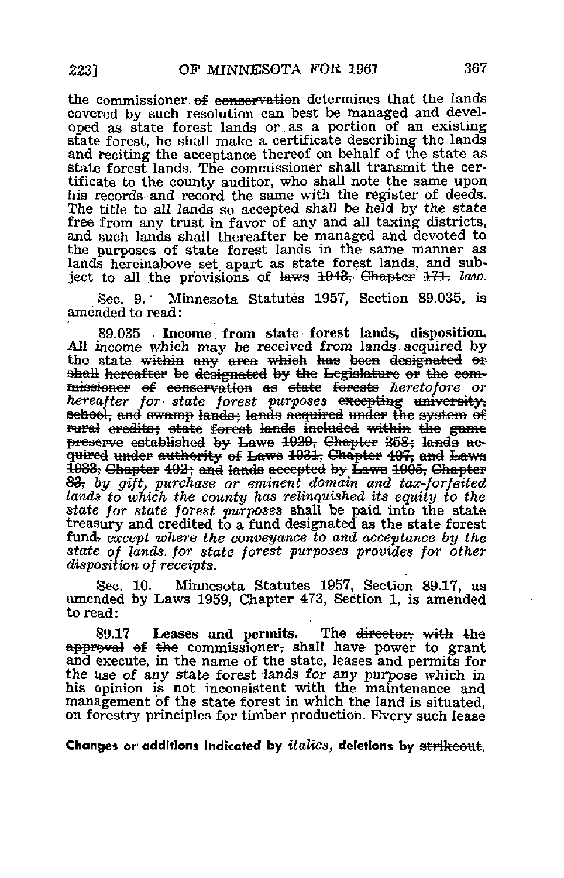the commissioner ~~of conservation~~ determines that the lands covered by such resolution can best be managed and developed as state forest lands or as a portion of an existing state forest, he shall make a certificate describing the lands and reciting the acceptance thereof on behalf of the state as state forest lands. The commissioner shall transmit the certificate to the county auditor, who shall note the same upon his records and record the same with the register of deeds. The title to all lands so accepted shall be held by the state free from any trust in favor of any and all taxing districts, and such lands shall thereafter be managed and devoted to the purposes of state forest lands in the same manner as lands hereinabove set apart as state forest lands, and subject to all the provisions of ~~laws 1943, Chapter 171.~~ *law.*

Sec. 9. Minnesota Statutes 1957, Section 89.035, is amended to read:

89.035 **Income from state forest lands, disposition.** All income which may be received from lands acquired by the state ~~within any area which has been designated or shall hereafter be designated by the Legislature or the commissioner of conservation as state forests~~ *heretofore or hereafter for state forest purposes* ~~excepting university, school, and swamp lands; lands acquired under the system of rural credits; state forest lands included within the game preserve established by Laws 1929, Chapter 258; lands acquired under authority of Laws 1931, Chapter 407, and Laws 1933, Chapter 402; and lands accepted by Laws 1905, Chapter 83,~~ *by gift, purchase or eminent domain and tax-forfeited lands to which the county has relinquished its equity to the state for state forest purposes* shall be paid into the state treasury and credited to a fund designated as the state forest fund~~.~~ *except where the conveyance to and acceptance by the state of lands for state forest purposes provides for other disposition of receipts.*

Sec. 10. Minnesota Statutes 1957, Section 89.17, as amended by Laws 1959, Chapter 473, Section 1, is amended to read:

89.17 **Leases and permits.** The ~~director, with the approval of the~~ commissioner~~,~~ shall have power to grant and execute, in the name of the state, leases and permits for the use of any state forest lands for any purpose which in his opinion is not inconsistent with the maintenance and management of the state forest in which the land is situated, on forestry principles for timber production. Every such lease

**Changes or additions indicated by** *italics*, **deletions by** ~~strikeout~~.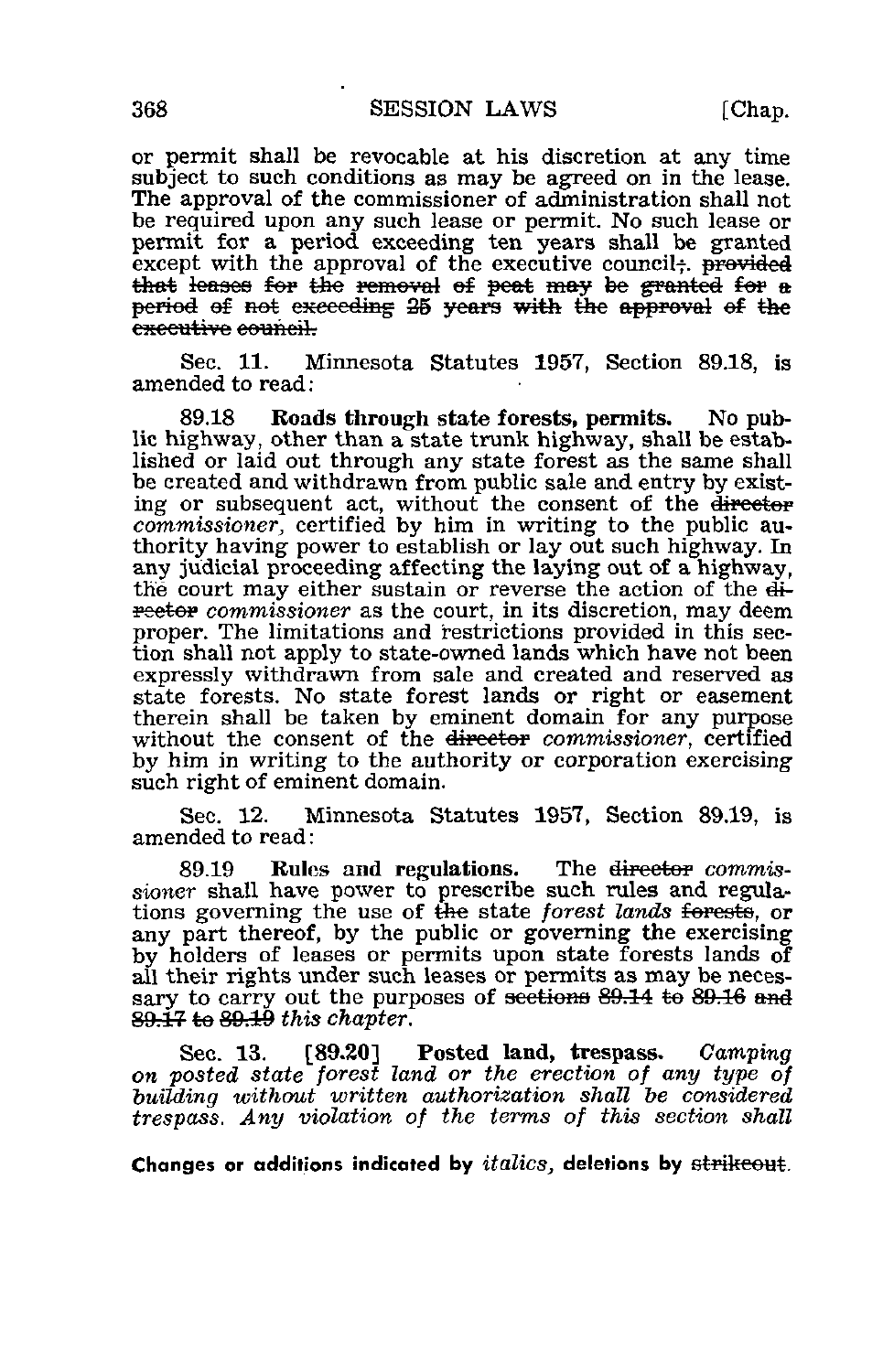or permit shall be revocable at his discretion at any time subject to such conditions as may be agreed on in the lease. The approval of the commissioner of administration shall not be required upon any such lease or permit. No such lease or permit for a period exceeding ten years shall be granted except with the approval of the executive council~~;~~. ~~provided that leases for the removal of peat may be granted for a period of not exceeding 25 years with the approval of the executive council.~~

Sec. 11. Minnesota Statutes 1957, Section 89.18, is amended to read:

89.18 **Roads through state forests, permits.** No public highway, other than a state trunk highway, shall be established or laid out through any state forest as the same shall be created and withdrawn from public sale and entry by existing or subsequent act, without the consent of the ~~director~~ *commissioner,* certified by him in writing to the public authority having power to establish or lay out such highway. In any judicial proceeding affecting the laying out of a highway, the court may either sustain or reverse the action of the ~~director~~ *commissioner* as the court, in its discretion, may deem proper. The limitations and restrictions provided in this section shall not apply to state-owned lands which have not been expressly withdrawn from sale and created and reserved as state forests. No state forest lands or right or easement therein shall be taken by eminent domain for any purpose without the consent of the ~~director~~ *commissioner,* certified by him in writing to the authority or corporation exercising such right of eminent domain.

Sec. 12. Minnesota Statutes 1957, Section 89.19, is amended to read:

89.19 **Rules and regulations.** The ~~director~~ *commissioner* shall have power to prescribe such rules and regulations governing the use of ~~the~~ state *forest lands* ~~forests~~, or any part thereof, by the public or governing the exercising by holders of leases or permits upon state forests lands of all their rights under such leases or permits as may be necessary to carry out the purposes of ~~sections 89.14 to 89.16 and 89.17 to 89.19~~ *this chapter.*

Sec. 13. [89.20] **Posted land, trespass.** *Camping on posted state forest land or the erection of any type of building without written authorization shall be considered trespass. Any violation of the terms of this section shall*

Changes or additions indicated by *italics,* deletions by ~~strikeout~~.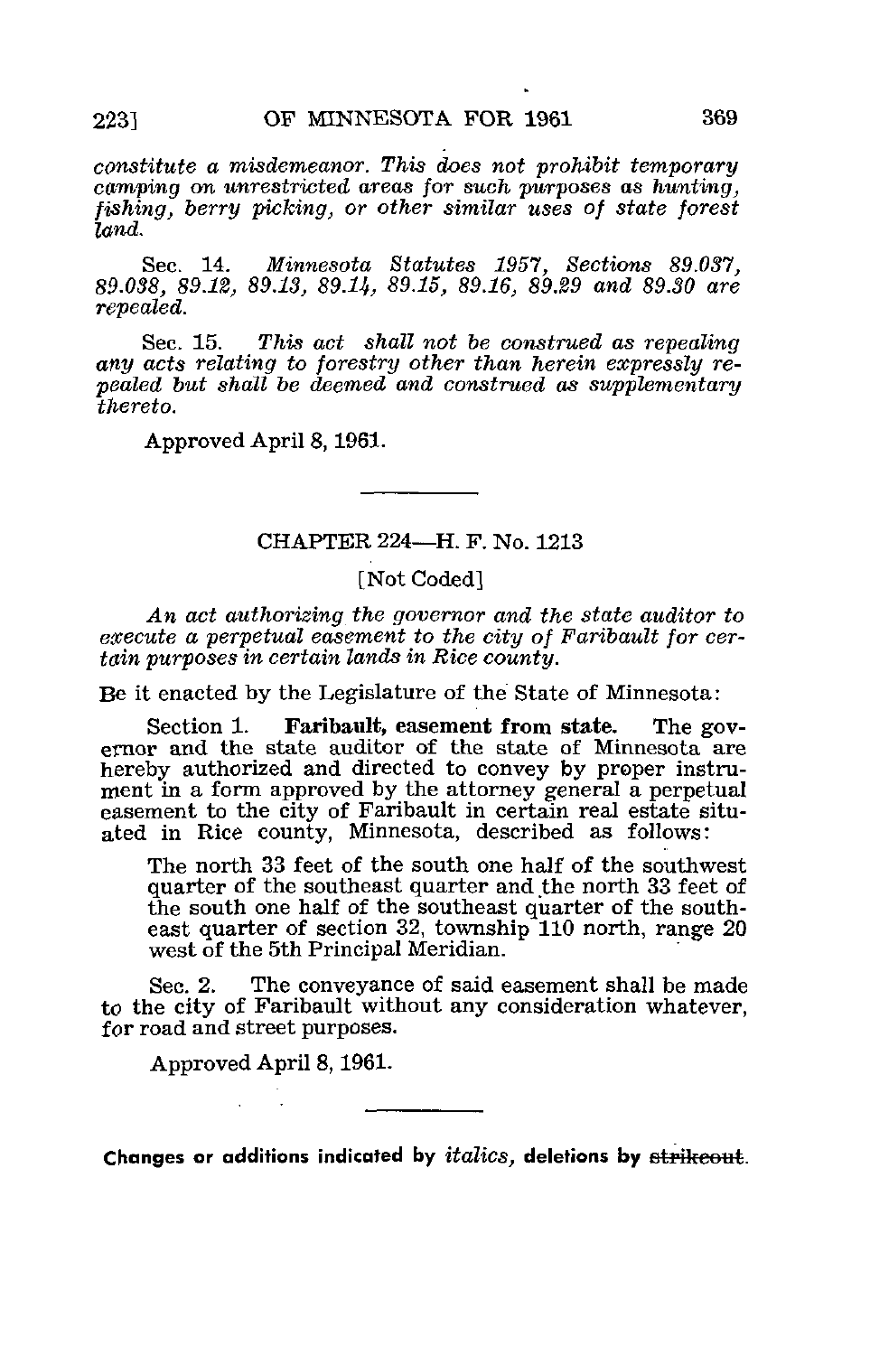*constitute a misdemeanor. This does not prohibit temporary camping on unrestricted areas for such purposes as hunting, fishing, berry picking, or other similar uses of state forest land.*

Sec. 14. *Minnesota Statutes 1957, Sections 89.037, 89.038, 89.12, 89.13, 89.14, 89.15, 89.16, 89.29 and 89.30 are repealed.*

Sec. 15. *This act shall not be construed as repealing any acts relating to forestry other than herein expressly repealed but shall be deemed and construed as supplementary thereto.*

Approved April 8, 1961.

---

## CHAPTER 224—H. F. No. 1213

[Not Coded]

*An act authorizing the governor and the state auditor to execute a perpetual easement to the city of Faribault for certain purposes in certain lands in Rice county.*

Be it enacted by the Legislature of the State of Minnesota:

Section 1. **Faribault, easement from state.** The governor and the state auditor of the state of Minnesota are hereby authorized and directed to convey by proper instrument in a form approved by the attorney general a perpetual easement to the city of Faribault in certain real estate situated in Rice county, Minnesota, described as follows:

The north 33 feet of the south one half of the southwest quarter of the southeast quarter and the north 33 feet of the south one half of the southeast quarter of the southeast quarter of section 32, township 110 north, range 20 west of the 5th Principal Meridian.

Sec. 2. The conveyance of said easement shall be made to the city of Faribault without any consideration whatever, for road and street purposes.

Approved April 8, 1961.

---

**Changes or additions indicated by** *italics*, **deletions by** ~~strikeout~~.